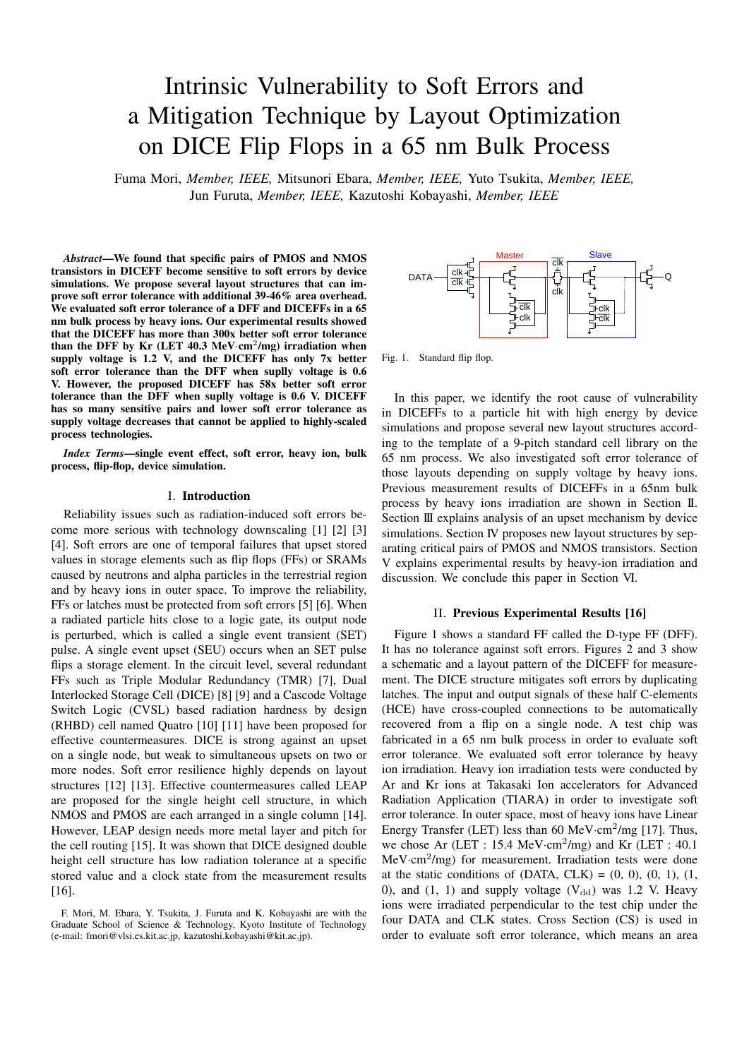# Intrinsic Vulnerability to Soft Errors and a Mitigation Technique by Layout Optimization on DICE Flip Flops in a 65 nm Bulk Process

Fuma Mori, *Member, IEEE,* Mitsunori Ebara, *Member, IEEE,* Yuto Tsukita, *Member, IEEE,* Jun Furuta, *Member, IEEE,* Kazutoshi Kobayashi, *Member, IEEE*

***Abstract*—We found that specific pairs of PMOS and NMOS transistors in DICEFF become sensitive to soft errors by device simulations. We propose several layout structures that can improve soft error tolerance with additional 39-46% area overhead. We evaluated soft error tolerance of a DFF and DICEFFs in a 65 nm bulk process by heavy ions. Our experimental results showed that the DICEFF has more than 300x better soft error tolerance than the DFF by Kr (LET 40.3 MeV·cm$^2$/mg) irradiation when supply voltage is 1.2 V, and the DICEFF has only 7x better soft error tolerance than the DFF when supply voltage is 0.6 V. However, the proposed DICEFF has 58x better soft error tolerance than the DFF when supply voltage is 0.6 V. DICEFF has so many sensitive pairs and lower soft error tolerance as supply voltage decreases that cannot be applied to highly-scaled process technologies.**

***Index Terms*—single event effect, soft error, heavy ion, bulk process, flip-flop, device simulation.**

## I. Introduction

Reliability issues such as radiation-induced soft errors become more serious with technology downscaling [1] [2] [3] [4]. Soft errors are one of temporal failures that upset stored values in storage elements such as flip flops (FFs) or SRAMs caused by neutrons and alpha particles in the terrestrial region and by heavy ions in outer space. To improve the reliability, FFs or latches must be protected from soft errors [5] [6]. When a radiated particle hits close to a logic gate, its output node is perturbed, which is called a single event transient (SET) pulse. A single event upset (SEU) occurs when an SET pulse flips a storage element. In the circuit level, several redundant FFs such as Triple Modular Redundancy (TMR) [7], Dual Interlocked Storage Cell (DICE) [8] [9] and a Cascode Voltage Switch Logic (CVSL) based radiation hardness by design (RHBD) cell named Quatro [10] [11] have been proposed for effective countermeasures. DICE is strong against an upset on a single node, but weak to simultaneous upsets on two or more nodes. Soft error resilience highly depends on layout structures [12] [13]. Effective countermeasures called LEAP are proposed for the single height cell structure, in which NMOS and PMOS are each arranged in a single column [14]. However, LEAP design needs more metal layer and pitch for the cell routing [15]. It was shown that DICE designed double height cell structure has low radiation tolerance at a specific stored value and a clock state from the measurement results [16].

F. Mori, M. Ebara, Y. Tsukita, J. Furuta and K. Kobayashi are with the Graduate School of Science & Technology, Kyoto Institute of Technology (e-mail: fmori@vlsi.es.kit.ac.jp, kazutoshi.kobayashi@kit.ac.jp).

Fig. 1. Standard flip flop.

In this paper, we identify the root cause of vulnerability in DICEFFs to a particle hit with high energy by device simulations and propose several new layout structures according to the template of a 9-pitch standard cell library on the 65 nm process. We also investigated soft error tolerance of those layouts depending on supply voltage by heavy ions. Previous measurement results of DICEFFs in a 65nm bulk process by heavy ions irradiation are shown in Section II. Section III explains analysis of an upset mechanism by device simulations. Section IV proposes new layout structures by separating critical pairs of PMOS and NMOS transistors. Section V explains experimental results by heavy-ion irradiation and discussion. We conclude this paper in Section VI.

## II. Previous Experimental Results [16]

Figure 1 shows a standard FF called the D-type FF (DFF). It has no tolerance against soft errors. Figures 2 and 3 show a schematic and a layout pattern of the DICEFF for measurement. The DICE structure mitigates soft errors by duplicating latches. The input and output signals of these half C-elements (HCE) have cross-coupled connections to be automatically recovered from a flip on a single node. A test chip was fabricated in a 65 nm bulk process in order to evaluate soft error tolerance. We evaluated soft error tolerance by heavy ion irradiation. Heavy ion irradiation tests were conducted by Ar and Kr ions at Takasaki Ion accelerators for Advanced Radiation Application (TIARA) in order to investigate soft error tolerance. In outer space, most of heavy ions have Linear Energy Transfer (LET) less than 60 MeV·cm$^2$/mg [17]. Thus, we chose Ar (LET : 15.4 MeV·cm$^2$/mg) and Kr (LET : 40.1 MeV·cm$^2$/mg) for measurement. Irradiation tests were done at the static conditions of (DATA, CLK) = (0, 0), (0, 1), (1, 0), and (1, 1) and supply voltage ($V_{dd}$) was 1.2 V. Heavy ions were irradiated perpendicular to the test chip under the four DATA and CLK states. Cross Section (CS) is used in order to evaluate soft error tolerance, which means an area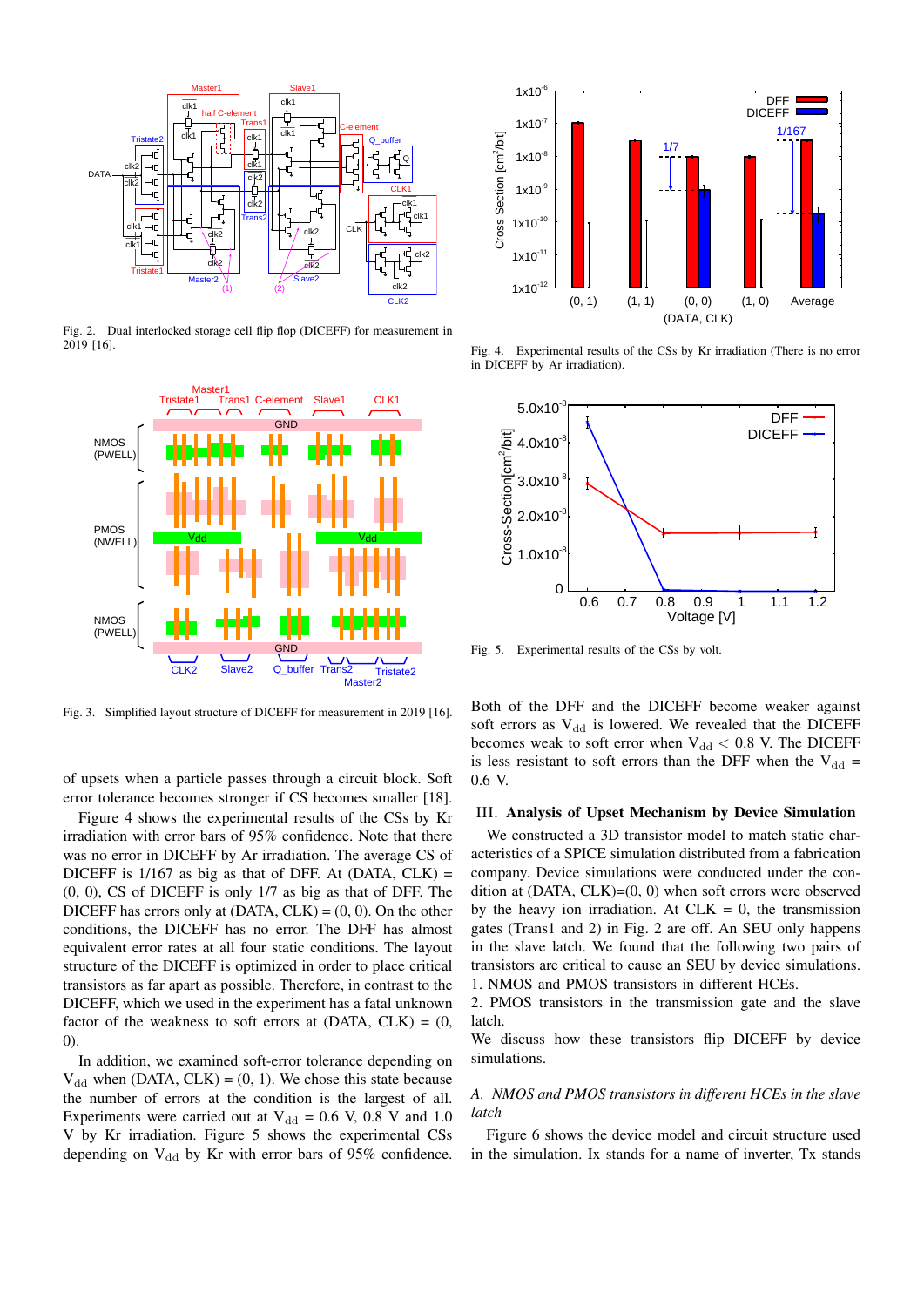Fig. 2. Dual interlocked storage cell flip flop (DICEFF) for measurement in 2019 [16].

Fig. 3. Simplified layout structure of DICEFF for measurement in 2019 [16].

of upsets when a particle passes through a circuit block. Soft error tolerance becomes stronger if CS becomes smaller [18].

Figure 4 shows the experimental results of the CSs by Kr irradiation with error bars of 95% confidence. Note that there was no error in DICEFF by Ar irradiation. The average CS of DICEFF is 1/167 as big as that of DFF. At (DATA, CLK) = (0, 0), CS of DICEFF is only 1/7 as big as that of DFF. The DICEFF has errors only at (DATA, CLK) = (0, 0). On the other conditions, the DICEFF has no error. The DFF has almost equivalent error rates at all four static conditions. The layout structure of the DICEFF is optimized in order to place critical transistors as far apart as possible. Therefore, in contrast to the DICEFF, which we used in the experiment has a fatal unknown factor of the weakness to soft errors at (DATA, CLK) = (0, 0).

In addition, we examined soft-error tolerance depending on $V_{dd}$ when (DATA, CLK) = (0, 1). We chose this state because the number of errors at the condition is the largest of all. Experiments were carried out at $V_{dd}$ = 0.6 V, 0.8 V and 1.0 V by Kr irradiation. Figure 5 shows the experimental CSs depending on $V_{dd}$ by Kr with error bars of 95% confidence.

Fig. 4. Experimental results of the CSs by Kr irradiation (There is no error in DICEFF by Ar irradiation).

Fig. 5. Experimental results of the CSs by volt.

Both of the DFF and the DICEFF become weaker against soft errors as $V_{dd}$ is lowered. We revealed that the DICEFF becomes weak to soft error when $V_{dd}$ < 0.8 V. The DICEFF is less resistant to soft errors than the DFF when the $V_{dd}$ = 0.6 V.

## III. Analysis of Upset Mechanism by Device Simulation

We constructed a 3D transistor model to match static characteristics of a SPICE simulation distributed from a fabrication company. Device simulations were conducted under the condition at (DATA, CLK)=(0, 0) when soft errors were observed by the heavy ion irradiation. At CLK = 0, the transmission gates (Trans1 and 2) in Fig. 2 are off. An SEU only happens in the slave latch. We found that the following two pairs of transistors are critical to cause an SEU by device simulations.

1. NMOS and PMOS transistors in different HCEs.
2. PMOS transistors in the transmission gate and the slave latch.

We discuss how these transistors flip DICEFF by device simulations.

### *A. NMOS and PMOS transistors in different HCEs in the slave latch*

Figure 6 shows the device model and circuit structure used in the simulation. Ix stands for a name of inverter, Tx stands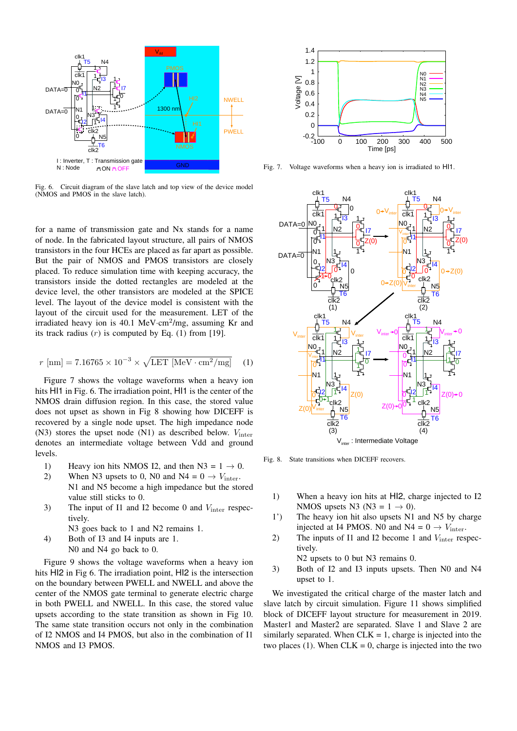Fig. 6. Circuit diagram of the slave latch and top view of the device model (NMOS and PMOS in the slave latch).

Fig. 7. Voltage waveforms when a heavy ion is irradiated to HI1.

Fig. 8. State transitions when DICEFF recovers.

for a name of transmission gate and Nx stands for a name of node. In the fabricated layout structure, all pairs of NMOS transistors in the four HCEs are placed as far apart as possible. But the pair of NMOS and PMOS transistors are closely placed. To reduce simulation time with keeping accuracy, the transistors inside the dotted rectangles are modeled at the device level, the other transistors are modeled at the SPICE level. The layout of the device model is consistent with the layout of the circuit used for the measurement. LET of the irradiated heavy ion is 40.1 MeV·cm$^2$/mg, assuming Kr and its track radius ($r$) is computed by Eq. (1) from [19].

$$r\ [\text{nm}] = 7.16765 \times 10^{-3} \times \sqrt{\text{LET}\ [\text{MeV} \cdot \text{cm}^2/\text{mg}]} \quad (1)$$

Figure 7 shows the voltage waveforms when a heavy ion hits HI1 in Fig. 6. The irradiation point, HI1 is the center of the NMOS drain diffusion region. In this case, the stored value does not upset as shown in Fig 8 showing how DICEFF is recovered by a single node upset. The high impedance node (N3) stores the upset node (N1) as described below. $V_{\text{inter}}$ denotes an intermediate voltage between Vdd and ground levels.

1) Heavy ion hits NMOS I2, and then N3 = 1 → 0.
2) When N3 upsets to 0, N0 and N4 = 0 → $V_{\text{inter}}$. N1 and N5 become a high impedance but the stored value still sticks to 0.
3) The input of I1 and I2 become 0 and $V_{\text{inter}}$ respectively. N3 goes back to 1 and N2 remains 1.
4) Both of I3 and I4 inputs are 1. N0 and N4 go back to 0.

Figure 9 shows the voltage waveforms when a heavy ion hits HI2 in Fig 6. The irradiation point, HI2 is the intersection on the boundary between PWELL and NWELL and above the center of the NMOS gate terminal to generate electric charge in both PWELL and NWELL. In this case, the stored value upsets according to the state transition as shown in Fig 10. The same state transition occurs not only in the combination of I2 NMOS and I4 PMOS, but also in the combination of I1 NMOS and I3 PMOS.

1) When a heavy ion hits at HI2, charge injected to I2 NMOS upsets N3 (N3 = 1 → 0).

1') The heavy ion hit also upsets N1 and N5 by charge injected at I4 PMOS. N0 and N4 = 0 → $V_{\text{inter}}$.

2) The inputs of I1 and I2 become 1 and $V_{\text{inter}}$ respectively. N2 upsets to 0 but N3 remains 0.

3) Both of I2 and I3 inputs upsets. Then N0 and N4 upset to 1.

We investigated the critical charge of the master latch and slave latch by circuit simulation. Figure 11 shows simplified block of DICEFF layout structure for measurement in 2019. Master1 and Master2 are separated. Slave 1 and Slave 2 are similarly separated. When CLK = 1, charge is injected into the two places (1). When CLK = 0, charge is injected into the two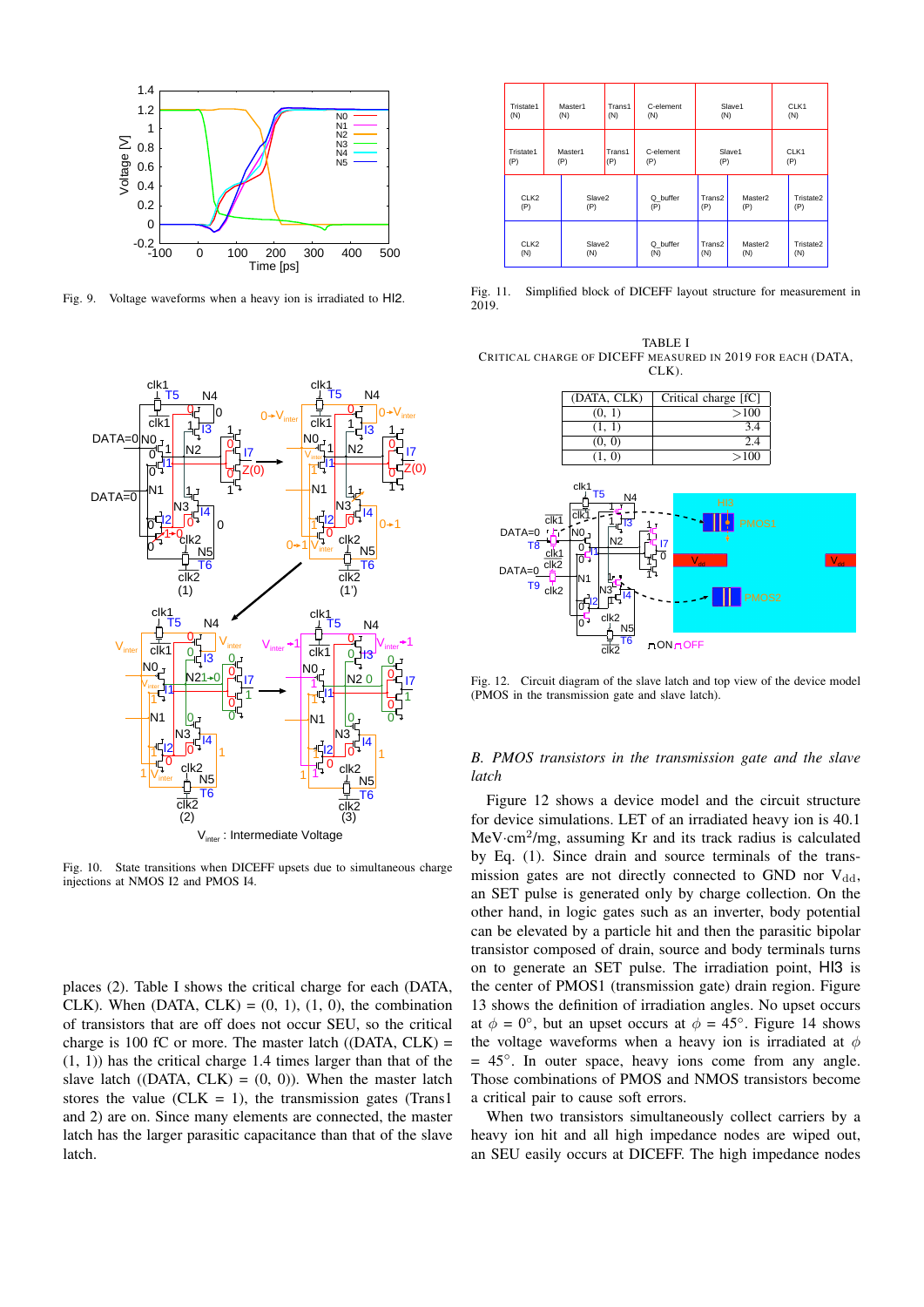Fig. 9. Voltage waveforms when a heavy ion is irradiated to HI2.

Fig. 10. State transitions when DICEFF upsets due to simultaneous charge injections at NMOS I2 and PMOS I4.

places (2). Table I shows the critical charge for each (DATA, CLK). When (DATA, CLK) = (0, 1), (1, 0), the combination of transistors that are off does not occur SEU, so the critical charge is 100 fC or more. The master latch ((DATA, CLK) = (1, 1)) has the critical charge 1.4 times larger than that of the slave latch ((DATA, CLK) = (0, 0)). When the master latch stores the value (CLK = 1), the transmission gates (Trans1 and 2) are on. Since many elements are connected, the master latch has the larger parasitic capacitance than that of the slave latch.

Fig. 11. Simplified block of DICEFF layout structure for measurement in 2019.

TABLE I
CRITICAL CHARGE OF DICEFF MEASURED IN 2019 FOR EACH (DATA, CLK).

| (DATA, CLK) | Critical charge [fC] |
|---|---|
| (0, 1) | >100 |
| (1, 1) | 3.4 |
| (0, 0) | 2.4 |
| (1, 0) | >100 |

Fig. 12. Circuit diagram of the slave latch and top view of the device model (PMOS in the transmission gate and slave latch).

### B. PMOS transistors in the transmission gate and the slave latch

Figure 12 shows a device model and the circuit structure for device simulations. LET of an irradiated heavy ion is 40.1 MeV·cm$^2$/mg, assuming Kr and its track radius is calculated by Eq. (1). Since drain and source terminals of the transmission gates are not directly connected to GND nor $V_{dd}$, an SET pulse is generated only by charge collection. On the other hand, in logic gates such as an inverter, body potential can be elevated by a particle hit and then the parasitic bipolar transistor composed of drain, source and body terminals turns on to generate an SET pulse. The irradiation point, HI3 is the center of PMOS1 (transmission gate) drain region. Figure 13 shows the definition of irradiation angles. No upset occurs at $\phi = 0°$, but an upset occurs at $\phi = 45°$. Figure 14 shows the voltage waveforms when a heavy ion is irradiated at $\phi = 45°$. In outer space, heavy ions come from any angle. Those combinations of PMOS and NMOS transistors become a critical pair to cause soft errors.

When two transistors simultaneously collect carriers by a heavy ion hit and all high impedance nodes are wiped out, an SEU easily occurs at DICEFF. The high impedance nodes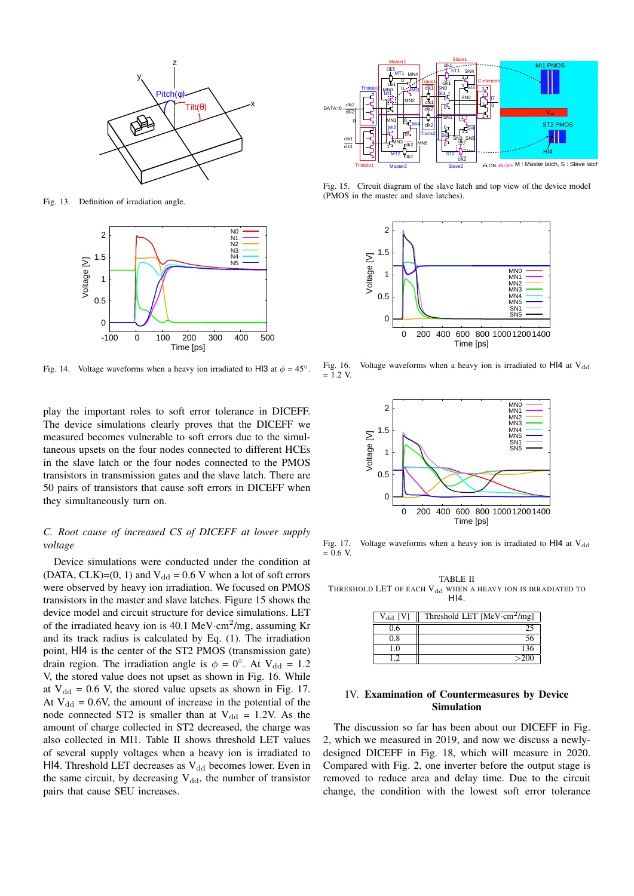Fig. 13. Definition of irradiation angle.

Fig. 14. Voltage waveforms when a heavy ion irradiated to HI3 at $\phi$ = 45°.

Fig. 15. Circuit diagram of the slave latch and top view of the device model (PMOS in the master and slave latches).

Fig. 16. Voltage waveforms when a heavy ion is irradiated to HI4 at $V_{dd}$ = 1.2 V.

Fig. 17. Voltage waveforms when a heavy ion is irradiated to HI4 at $V_{dd}$ = 0.6 V.

play the important roles to soft error tolerance in DICEFF. The device simulations clearly proves that the DICEFF we measured becomes vulnerable to soft errors due to the simultaneous upsets on the four nodes connected to different HCEs in the slave latch or the four nodes connected to the PMOS transistors in transmission gates and the slave latch. There are 50 pairs of transistors that cause soft errors in DICEFF when they simultaneously turn on.

### *C. Root cause of increased CS of DICEFF at lower supply voltage*

Device simulations were conducted under the condition at (DATA, CLK)=(0, 1) and $V_{dd}$ = 0.6 V when a lot of soft errors were observed by heavy ion irradiation. We focused on PMOS transistors in the master and slave latches. Figure 15 shows the device model and circuit structure for device simulations. LET of the irradiated heavy ion is 40.1 MeV·cm$^2$/mg, assuming Kr and its track radius is calculated by Eq. (1). The irradiation point, HI4 is the center of the ST2 PMOS (transmission gate) drain region. The irradiation angle is $\phi$ = 0°. At $V_{dd}$ = 1.2 V, the stored value does not upset as shown in Fig. 16. While at $V_{dd}$ = 0.6 V, the stored value upsets as shown in Fig. 17. At $V_{dd}$ = 0.6V, the amount of increase in the potential of the node connected ST2 is smaller than at $V_{dd}$ = 1.2V. As the amount of charge collected in ST2 decreased, the charge was also collected in MI1. Table II shows threshold LET values of several supply voltages when a heavy ion is irradiated to HI4. Threshold LET decreases as $V_{dd}$ becomes lower. Even in the same circuit, by decreasing $V_{dd}$, the number of transistor pairs that cause SEU increases.

TABLE II
THRESHOLD LET OF EACH $V_{dd}$ WHEN A HEAVY ION IS IRRADIATED TO HI4.

| $V_{dd}$ [V] | Threshold LET [MeV·cm$^2$/mg] |
|---|---|
| 0.6 | 25 |
| 0.8 | 56 |
| 1.0 | 136 |
| 1.2 | >200 |

## IV. Examination of Countermeasures by Device Simulation

The discussion so far has been about our DICEFF in Fig. 2, which we measured in 2019, and now we discuss a newly-designed DICEFF in Fig. 18, which will measure in 2020. Compared with Fig. 2, one inverter before the output stage is removed to reduce area and delay time. Due to the circuit change, the condition with the lowest soft error tolerance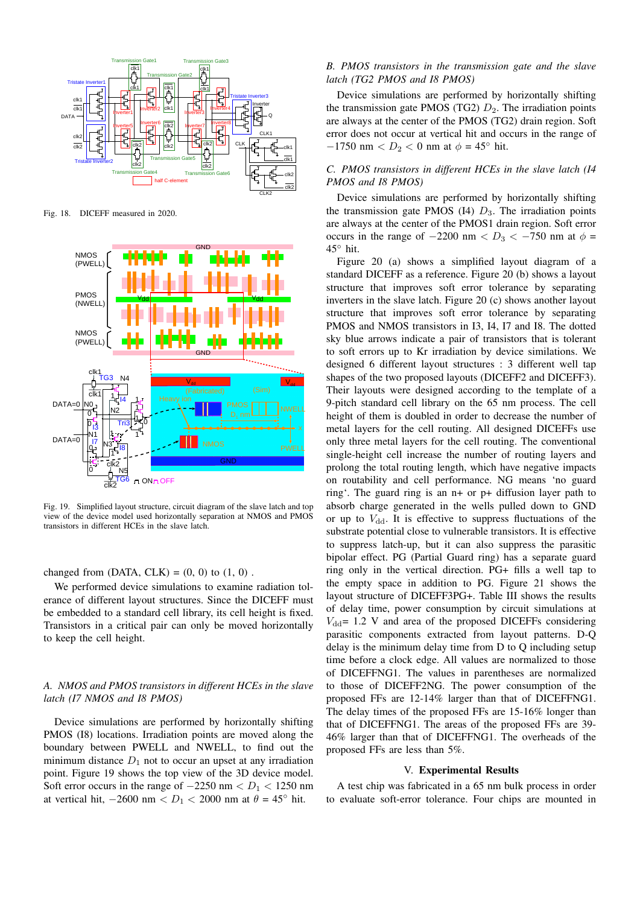Fig. 18. DICEFF measured in 2020.

Fig. 19. Simplified layout structure, circuit diagram of the slave latch and top view of the device model used horizontally separation at NMOS and PMOS transistors in different HCEs in the slave latch.

changed from (DATA, CLK) = (0, 0) to (1, 0) .

We performed device simulations to examine radiation tolerance of different layout structures. Since the DICEFF must be embedded to a standard cell library, its cell height is fixed. Transistors in a critical pair can only be moved horizontally to keep the cell height.

### A. NMOS and PMOS transistors in different HCEs in the slave latch (I7 NMOS and I8 PMOS)

Device simulations are performed by horizontally shifting PMOS (I8) locations. Irradiation points are moved along the boundary between PWELL and NWELL, to find out the minimum distance $D_1$ not to occur an upset at any irradiation point. Figure 19 shows the top view of the 3D device model. Soft error occurs in the range of $-2250$ nm $< D_1 < 1250$ nm at vertical hit, $-2600$ nm $< D_1 < 2000$ nm at $\theta = 45°$ hit.

### B. PMOS transistors in the transmission gate and the slave latch (TG2 PMOS and I8 PMOS)

Device simulations are performed by horizontally shifting the transmission gate PMOS (TG2) $D_2$. The irradiation points are always at the center of the PMOS (TG2) drain region. Soft error does not occur at vertical hit and occurs in the range of $-1750$ nm $< D_2 < 0$ nm at $\phi = 45°$ hit.

### C. PMOS transistors in different HCEs in the slave latch (I4 PMOS and I8 PMOS)

Device simulations are performed by horizontally shifting the transmission gate PMOS (I4) $D_3$. The irradiation points are always at the center of the PMOS1 drain region. Soft error occurs in the range of $-2200$ nm $< D_3 < -750$ nm at $\phi = 45°$ hit.

Figure 20 (a) shows a simplified layout diagram of a standard DICEFF as a reference. Figure 20 (b) shows a layout structure that improves soft error tolerance by separating inverters in the slave latch. Figure 20 (c) shows another layout structure that improves soft error tolerance by separating PMOS and NMOS transistors in I3, I4, I7 and I8. The dotted sky blue arrows indicate a pair of transistors that is tolerant to soft errors up to Kr irradiation by device similations. We designed 6 different layout structures : 3 different well tap shapes of the two proposed layouts (DICEFF2 and DICEFF3). Their layouts were designed according to the template of a 9-pitch standard cell library on the 65 nm process. The cell height of them is doubled in order to decrease the number of metal layers for the cell routing. All designed DICEFFs use only three metal layers for the cell routing. The conventional single-height cell increase the number of routing layers and prolong the total routing length, which have negative impacts on routability and cell performance. NG means 'no guard ring'. The guard ring is an n+ or p+ diffusion layer path to absorb charge generated in the wells pulled down to GND or up to $V_{\mathrm{dd}}$. It is effective to suppress fluctuations of the substrate potential close to vulnerable transistors. It is effective to suppress latch-up, but it can also suppress the parasitic bipolar effect. PG (Partial Guard ring) has a separate guard ring only in the vertical direction. PG+ fills a well tap to the empty space in addition to PG. Figure 21 shows the layout structure of DICEFF3PG+. Table III shows the results of delay time, power consumption by circuit simulations at $V_{\mathrm{dd}}$= 1.2 V and area of the proposed DICEFFs considering parasitic components extracted from layout patterns. D-Q delay is the minimum delay time from D to Q including setup time before a clock edge. All values are normalized to those of DICEFFNG1. The values in parentheses are normalized to those of DICEFF2NG. The power consumption of the proposed FFs are 12-14% larger than that of DICEFFNG1. The delay times of the proposed FFs are 15-16% longer than that of DICEFFNG1. The areas of the proposed FFs are 39-46% larger than that of DICEFFNG1. The overheads of the proposed FFs are less than 5%.

## V. Experimental Results

A test chip was fabricated in a 65 nm bulk process in order to evaluate soft-error tolerance. Four chips are mounted in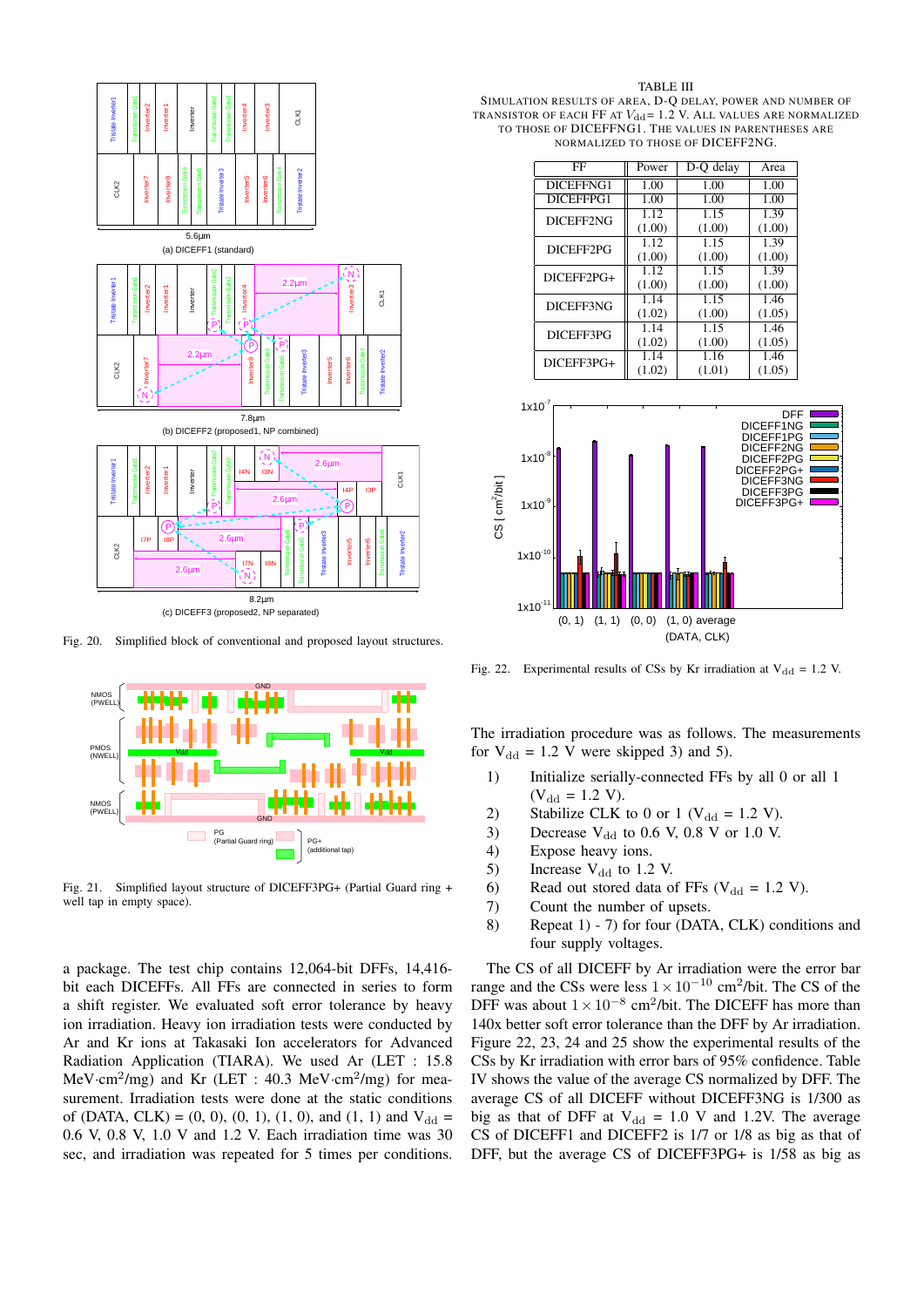Fig. 20. Simplified block of conventional and proposed layout structures.

Fig. 21. Simplified layout structure of DICEFF3PG+ (Partial Guard ring + well tap in empty space).

a package. The test chip contains 12,064-bit DFFs, 14,416-bit each DICEFFs. All FFs are connected in series to form a shift register. We evaluated soft error tolerance by heavy ion irradiation. Heavy ion irradiation tests were conducted by Ar and Kr ions at Takasaki Ion accelerators for Advanced Radiation Application (TIARA). We used Ar (LET : 15.8 MeV·cm$^2$/mg) and Kr (LET : 40.3 MeV·cm$^2$/mg) for measurement. Irradiation tests were done at the static conditions of (DATA, CLK) = (0, 0), (0, 1), (1, 0), and (1, 1) and $V_{dd}$ = 0.6 V, 0.8 V, 1.0 V and 1.2 V. Each irradiation time was 30 sec, and irradiation was repeated for 5 times per conditions.

TABLE III
SIMULATION RESULTS OF AREA, D-Q DELAY, POWER AND NUMBER OF TRANSISTOR OF EACH FF AT $V_{dd}$= 1.2 V. ALL VALUES ARE NORMALIZED TO THOSE OF DICEFFNG1. THE VALUES IN PARENTHESES ARE NORMALIZED TO THOSE OF DICEFF2NG.

| FF | Power | D-Q delay | Area |
|---|---|---|---|
| DICEFFNG1 | 1.00 | 1.00 | 1.00 |
| DICEFFPG1 | 1.00 | 1.00 | 1.00 |
| DICEFF2NG | 1.12 (1.00) | 1.15 (1.00) | 1.39 (1.00) |
| DICEFF2PG | 1.12 (1.00) | 1.15 (1.00) | 1.39 (1.00) |
| DICEFF2PG+ | 1.12 (1.00) | 1.15 (1.00) | 1.39 (1.00) |
| DICEFF3NG | 1.14 (1.02) | 1.15 (1.00) | 1.46 (1.05) |
| DICEFF3PG | 1.14 (1.02) | 1.15 (1.00) | 1.46 (1.05) |
| DICEFF3PG+ | 1.14 (1.02) | 1.16 (1.01) | 1.46 (1.05) |

Fig. 22. Experimental results of CSs by Kr irradiation at $V_{dd}$ = 1.2 V.

The irradiation procedure was as follows. The measurements for $V_{dd}$ = 1.2 V were skipped 3) and 5).

1) Initialize serially-connected FFs by all 0 or all 1 ($V_{dd}$ = 1.2 V).
2) Stabilize CLK to 0 or 1 ($V_{dd}$ = 1.2 V).
3) Decrease $V_{dd}$ to 0.6 V, 0.8 V or 1.0 V.
4) Expose heavy ions.
5) Increase $V_{dd}$ to 1.2 V.
6) Read out stored data of FFs ($V_{dd}$ = 1.2 V).
7) Count the number of upsets.
8) Repeat 1) - 7) for four (DATA, CLK) conditions and four supply voltages.

The CS of all DICEFF by Ar irradiation were the error bar range and the CSs were less $1 \times 10^{-10}$ cm$^2$/bit. The CS of the DFF was about $1 \times 10^{-8}$ cm$^2$/bit. The DICEFF has more than 140x better soft error tolerance than the DFF by Ar irradiation. Figure 22, 23, 24 and 25 show the experimental results of the CSs by Kr irradiation with error bars of 95% confidence. Table IV shows the value of the average CS normalized by DFF. The average CS of all DICEFF without DICEFF3NG is 1/300 as big as that of DFF at $V_{dd}$ = 1.0 V and 1.2V. The average CS of DICEFF1 and DICEFF2 is 1/7 or 1/8 as big as that of DFF, but the average CS of DICEFF3PG+ is 1/58 as big as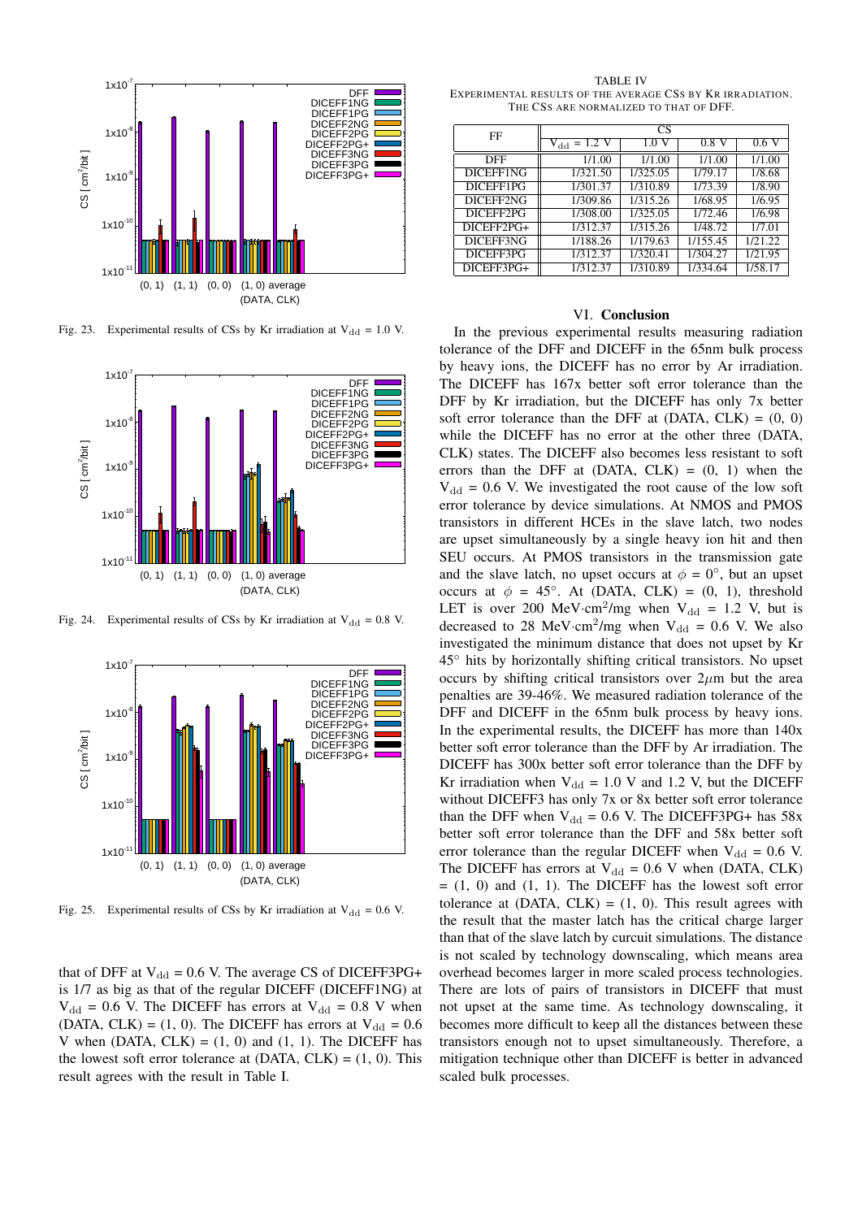Fig. 23. Experimental results of CSs by Kr irradiation at $V_{dd}$ = 1.0 V.

Fig. 24. Experimental results of CSs by Kr irradiation at $V_{dd}$ = 0.8 V.

Fig. 25. Experimental results of CSs by Kr irradiation at $V_{dd}$ = 0.6 V.

that of DFF at $V_{dd}$ = 0.6 V. The average CS of DICEFF3PG+ is 1/7 as big as that of the regular DICEFF (DICEFF1NG) at $V_{dd}$ = 0.6 V. The DICEFF has errors at $V_{dd}$ = 0.8 V when (DATA, CLK) = (1, 0). The DICEFF has errors at $V_{dd}$ = 0.6 V when (DATA, CLK) = (1, 0) and (1, 1). The DICEFF has the lowest soft error tolerance at (DATA, CLK) = (1, 0). This result agrees with the result in Table I.

TABLE IV
EXPERIMENTAL RESULTS OF THE AVERAGE CSS BY KR IRRADIATION. THE CSS ARE NORMALIZED TO THAT OF DFF.

| FF | CS | | | |
|---|---|---|---|---|
| | $V_{dd}$ = 1.2 V | 1.0 V | 0.8 V | 0.6 V |
| DFF | 1/1.00 | 1/1.00 | 1/1.00 | 1/1.00 |
| DICEFF1NG | 1/321.50 | 1/325.05 | 1/79.17 | 1/8.68 |
| DICEFF1PG | 1/301.37 | 1/310.89 | 1/73.39 | 1/8.90 |
| DICEFF2NG | 1/309.86 | 1/315.26 | 1/68.95 | 1/6.95 |
| DICEFF2PG | 1/308.00 | 1/325.05 | 1/72.46 | 1/6.98 |
| DICEFF2PG+ | 1/312.37 | 1/315.26 | 1/48.72 | 1/7.01 |
| DICEFF3NG | 1/188.26 | 1/179.63 | 1/155.45 | 1/21.22 |
| DICEFF3PG | 1/312.37 | 1/320.41 | 1/304.27 | 1/21.95 |
| DICEFF3PG+ | 1/312.37 | 1/310.89 | 1/334.64 | 1/58.17 |

## VI. Conclusion

In the previous experimental results measuring radiation tolerance of the DFF and DICEFF in the 65nm bulk process by heavy ions, the DICEFF has no error by Ar irradiation. The DICEFF has 167x better soft error tolerance than the DFF by Kr irradiation, but the DICEFF has only 7x better soft error tolerance than the DFF at (DATA, CLK) = (0, 0) while the DICEFF has no error at the other three (DATA, CLK) states. The DICEFF also becomes less resistant to soft errors than the DFF at (DATA, CLK) = (0, 1) when the $V_{dd}$ = 0.6 V. We investigated the root cause of the low soft error tolerance by device simulations. At NMOS and PMOS transistors in different HCEs in the slave latch, two nodes are upset simultaneously by a single heavy ion hit and then SEU occurs. At PMOS transistors in the transmission gate and the slave latch, no upset occurs at $\phi = 0^\circ$, but an upset occurs at $\phi = 45^\circ$. At (DATA, CLK) = (0, 1), threshold LET is over 200 MeV·cm$^2$/mg when $V_{dd}$ = 1.2 V, but is decreased to 28 MeV·cm$^2$/mg when $V_{dd}$ = 0.6 V. We also investigated the minimum distance that does not upset by Kr 45° hits by horizontally shifting critical transistors. No upset occurs by shifting critical transistors over 2$\mu$m but the area penalties are 39-46%. We measured radiation tolerance of the DFF and DICEFF in the 65nm bulk process by heavy ions. In the experimental results, the DICEFF has more than 140x better soft error tolerance than the DFF by Ar irradiation. The DICEFF has 300x better soft error tolerance than the DFF by Kr irradiation when $V_{dd}$ = 1.0 V and 1.2 V, but the DICEFF without DICEFF3 has only 7x or 8x better soft error tolerance than the DFF when $V_{dd}$ = 0.6 V. The DICEFF3PG+ has 58x better soft error tolerance than the DFF and 58x better soft error tolerance than the regular DICEFF when $V_{dd}$ = 0.6 V. The DICEFF has errors at $V_{dd}$ = 0.6 V when (DATA, CLK) = (1, 0) and (1, 1). The DICEFF has the lowest soft error tolerance at (DATA, CLK) = (1, 0). This result agrees with the result that the master latch has the critical charge larger than that of the slave latch by curcuit simulations. The distance is not scaled by technology downscaling, which means area overhead becomes larger in more scaled process technologies. There are lots of pairs of transistors in DICEFF that must not upset at the same time. As technology downscaling, it becomes more difficult to keep all the distances between these transistors enough not to upset simultaneously. Therefore, a mitigation technique other than DICEFF is better in advanced scaled bulk processes.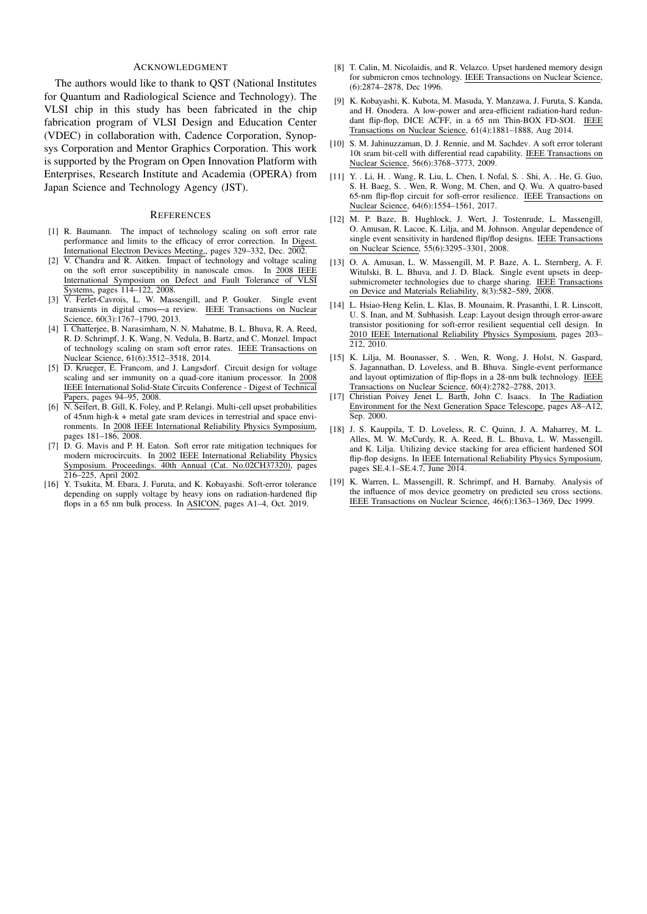## ACKNOWLEDGMENT

The authors would like to thank to QST (National Institutes for Quantum and Radiological Science and Technology). The VLSI chip in this study has been fabricated in the chip fabrication program of VLSI Design and Education Center (VDEC) in collaboration with, Cadence Corporation, Synopsys Corporation and Mentor Graphics Corporation. This work is supported by the Program on Open Innovation Platform with Enterprises, Research Institute and Academia (OPERA) from Japan Science and Technology Agency (JST).

## REFERENCES

[1] R. Baumann. The impact of technology scaling on soft error rate performance and limits to the efficacy of error correction. In Digest. International Electron Devices Meeting,, pages 329–332, Dec. 2002.

[2] V. Chandra and R. Aitken. Impact of technology and voltage scaling on the soft error susceptibility in nanoscale cmos. In 2008 IEEE International Symposium on Defect and Fault Tolerance of VLSI Systems, pages 114–122, 2008.

[3] V. Ferlet-Cavrois, L. W. Massengill, and P. Gouker. Single event transients in digital cmos—a review. IEEE Transactions on Nuclear Science, 60(3):1767–1790, 2013.

[4] I. Chatterjee, B. Narasimham, N. N. Mahatme, B. L. Bhuva, R. A. Reed, R. D. Schrimpf, J. K. Wang, N. Vedula, B. Bartz, and C. Monzel. Impact of technology scaling on sram soft error rates. IEEE Transactions on Nuclear Science, 61(6):3512–3518, 2014.

[5] D. Krueger, E. Francom, and J. Langsdorf. Circuit design for voltage scaling and ser immunity on a quad-core itanium processor. In 2008 IEEE International Solid-State Circuits Conference - Digest of Technical Papers, pages 94–95, 2008.

[6] N. Seifert, B. Gill, K. Foley, and P. Relangi. Multi-cell upset probabilities of 45nm high-k + metal gate sram devices in terrestrial and space environments. In 2008 IEEE International Reliability Physics Symposium, pages 181–186, 2008.

[7] D. G. Mavis and P. H. Eaton. Soft error rate mitigation techniques for modern microcircuits. In 2002 IEEE International Reliability Physics Symposium. Proceedings. 40th Annual (Cat. No.02CH37320), pages 216–225, April 2002.

[16] Y. Tsukita, M. Ebara, J. Furuta, and K. Kobayashi. Soft-error tolerance depending on supply voltage by heavy ions on radiation-hardened flip flops in a 65 nm bulk process. In ASICON, pages A1–4, Oct. 2019.

[8] T. Calin, M. Nicolaidis, and R. Velazco. Upset hardened memory design for submicron cmos technology. IEEE Transactions on Nuclear Science, (6):2874–2878, Dec 1996.

[9] K. Kobayashi, K. Kubota, M. Masuda, Y. Manzawa, J. Furuta, S. Kanda, and H. Onodera. A low-power and area-efficient radiation-hard redundant flip-flop, DICE ACFF, in a 65 nm Thin-BOX FD-SOI. IEEE Transactions on Nuclear Science, 61(4):1881–1888, Aug 2014.

[10] S. M. Jahinuzzaman, D. J. Rennie, and M. Sachdev. A soft error tolerant 10t sram bit-cell with differential read capability. IEEE Transactions on Nuclear Science, 56(6):3768–3773, 2009.

[11] Y. . Li, H. . Wang, R. Liu, L. Chen, I. Nofal, S. . Shi, A. . He, G. Guo, S. H. Baeg, S. . Wen, R. Wong, M. Chen, and Q. Wu. A quatro-based 65-nm flip-flop circuit for soft-error resilience. IEEE Transactions on Nuclear Science, 64(6):1554–1561, 2017.

[12] M. P. Baze, B. Hughlock, J. Wert, J. Tostenrude, L. Massengill, O. Amusan, R. Lacoe, K. Lilja, and M. Johnson. Angular dependence of single event sensitivity in hardened flip/flop designs. IEEE Transactions on Nuclear Science, 55(6):3295–3301, 2008.

[13] O. A. Amusan, L. W. Massengill, M. P. Baze, A. L. Sternberg, A. F. Witulski, B. L. Bhuva, and J. D. Black. Single event upsets in deep-submicrometer technologies due to charge sharing. IEEE Transactions on Device and Materials Reliability, 8(3):582–589, 2008.

[14] L. Hsiao-Heng Kelin, L. Klas, B. Mounaim, R. Prasanthi, I. R. Linscott, U. S. Inan, and M. Subhasish. Leap: Layout design through error-aware transistor positioning for soft-error resilient sequential cell design. In 2010 IEEE International Reliability Physics Symposium, pages 203–212, 2010.

[15] K. Lilja, M. Bounasser, S. . Wen, R. Wong, J. Holst, N. Gaspard, S. Jagannathan, D. Loveless, and B. Bhuva. Single-event performance and layout optimization of flip-flops in a 28-nm bulk technology. IEEE Transactions on Nuclear Science, 60(4):2782–2788, 2013.

[17] Christian Poivey Jenet L. Barth, John C. Isaacs. In The Radiation Environment for the Next Generation Space Telescope, pages A8–A12, Sep. 2000.

[18] J. S. Kauppila, T. D. Loveless, R. C. Quinn, J. A. Maharrey, M. L. Alles, M. W. McCurdy, R. A. Reed, B. L. Bhuva, L. W. Massengill, and K. Lilja. Utilizing device stacking for area efficient hardened SOI flip-flop designs. In IEEE International Reliability Physics Symposium, pages SE.4.1–SE.4.7, June 2014.

[19] K. Warren, L. Massengill, R. Schrimpf, and H. Barnaby. Analysis of the influence of mos device geometry on predicted seu cross sections. IEEE Transactions on Nuclear Science, 46(6):1363–1369, Dec 1999.